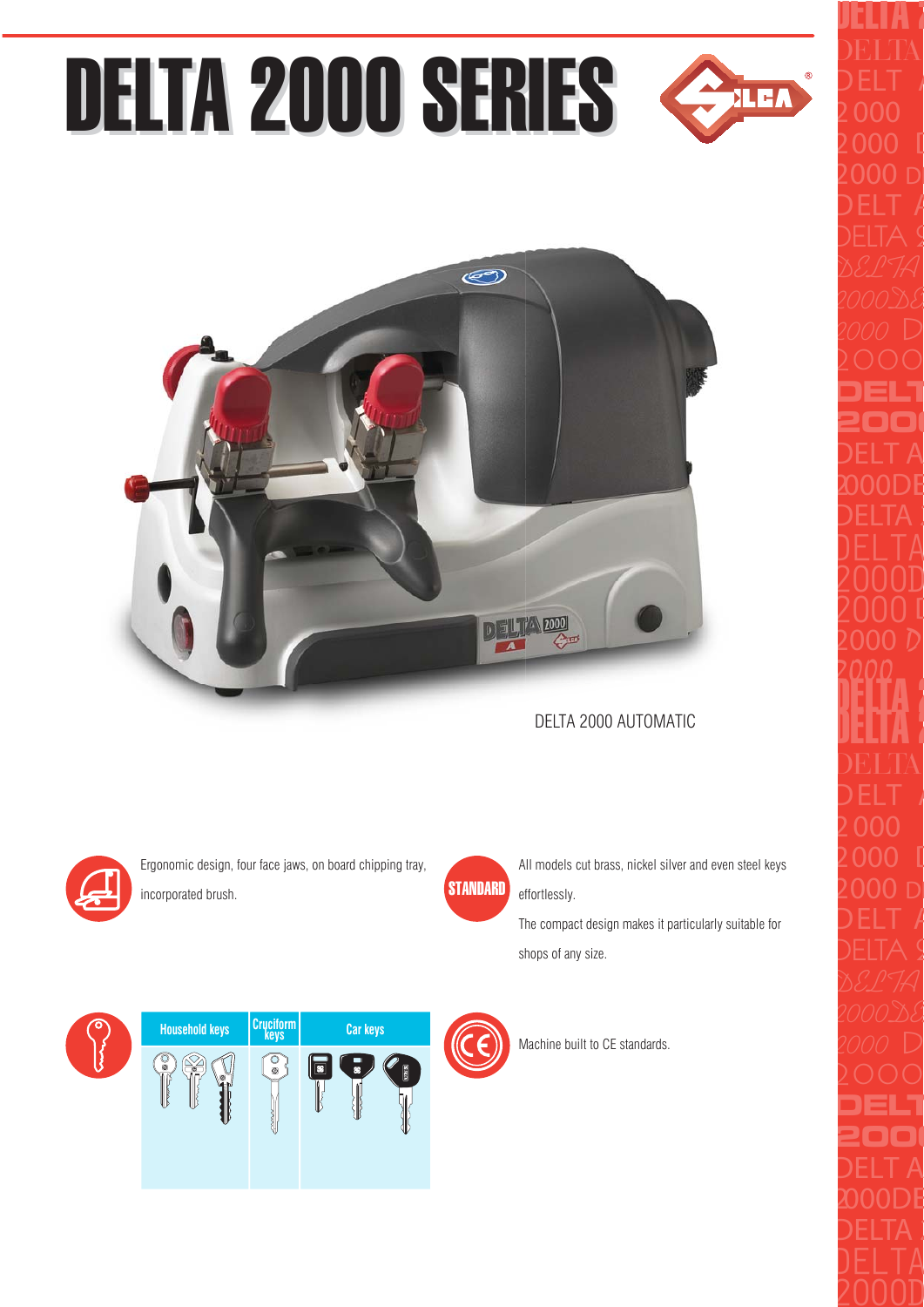# DELTA 2000 SERIES

DELTA 2000 AUTOMATIC

Ergonomic design, four face jaws, on board chipping tray, incorporated brush.

STANDARD

All models cut brass, nickel silver and even steel keys effortlessly.

The compact design makes it particularly suitable for shops of any size.

| Household keys | Cruciform keys | Car keys |
| --- | --- | --- |

Machine built to CE standards.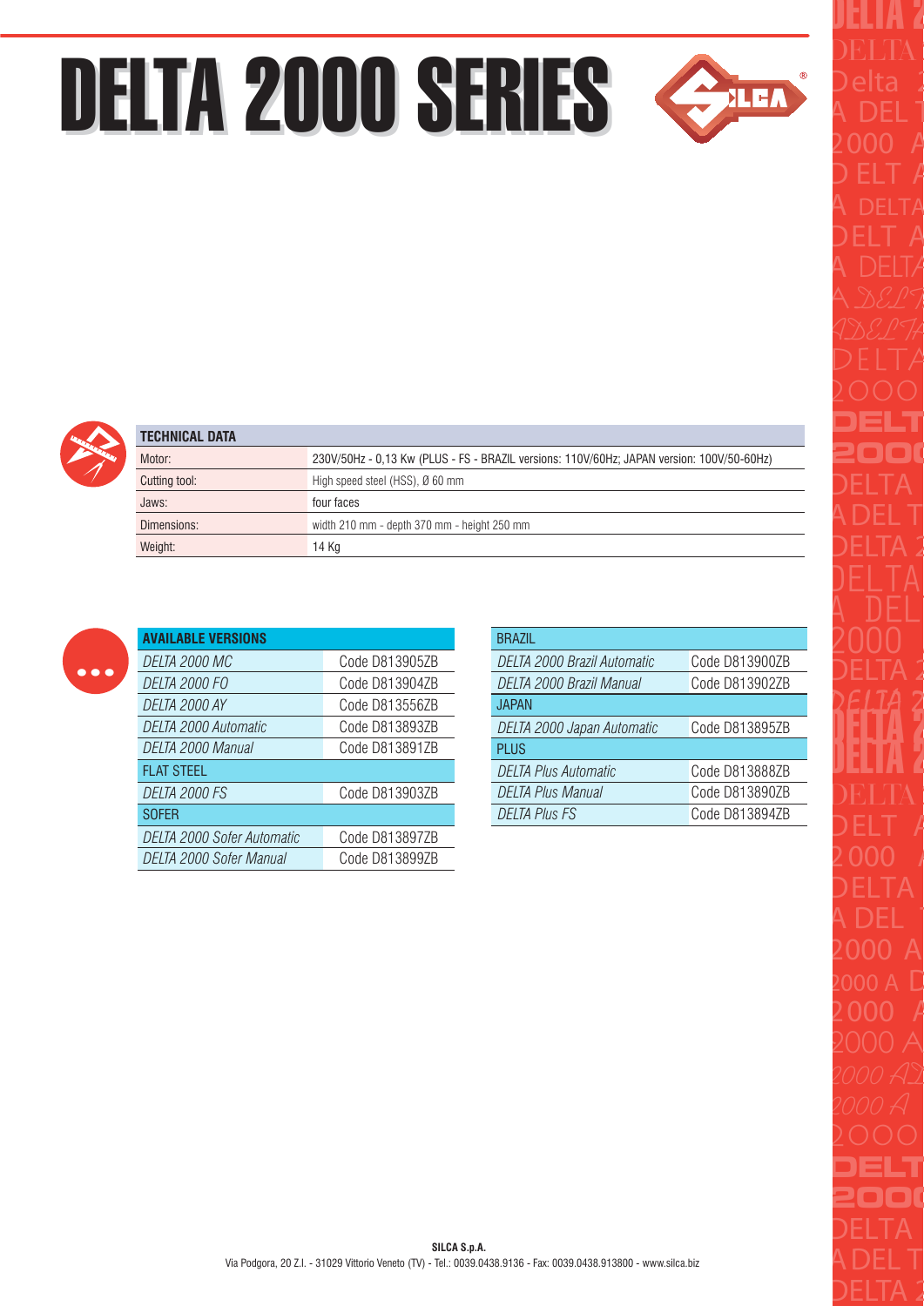# DELTA 2000 SERIES

| TECHNICAL DATA | |
|---|---|
| Motor: | 230V/50Hz - 0,13 Kw (PLUS - FS - BRAZIL versions: 110V/60Hz; JAPAN version: 100V/50-60Hz) |
| Cutting tool: | High speed steel (HSS), Ø 60 mm |
| Jaws: | four faces |
| Dimensions: | width 210 mm - depth 370 mm - height 250 mm |
| Weight: | 14 Kg |

| AVAILABLE VERSIONS | |
|---|---|
| *DELTA 2000 MC* | Code D813905ZB |
| *DELTA 2000 FO* | Code D813904ZB |
| *DELTA 2000 AY* | Code D813556ZB |
| *DELTA 2000 Automatic* | Code D813893ZB |
| *DELTA 2000 Manual* | Code D813891ZB |
| FLAT STEEL | |
| *DELTA 2000 FS* | Code D813903ZB |
| SOFER | |
| *DELTA 2000 Sofer Automatic* | Code D813897ZB |
| *DELTA 2000 Sofer Manual* | Code D813899ZB |

| BRAZIL | |
|---|---|
| *DELTA 2000 Brazil Automatic* | Code D813900ZB |
| *DELTA 2000 Brazil Manual* | Code D813902ZB |
| JAPAN | |
| *DELTA 2000 Japan Automatic* | Code D813895ZB |
| PLUS | |
| *DELTA Plus Automatic* | Code D813888ZB |
| *DELTA Plus Manual* | Code D813890ZB |
| *DELTA Plus FS* | Code D813894ZB |

**SILCA S.p.A.**
Via Podgora, 20 Z.I. - 31029 Vittorio Veneto (TV) - Tel.: 0039.0438.9136 - Fax: 0039.0438.913800 - www.silca.biz